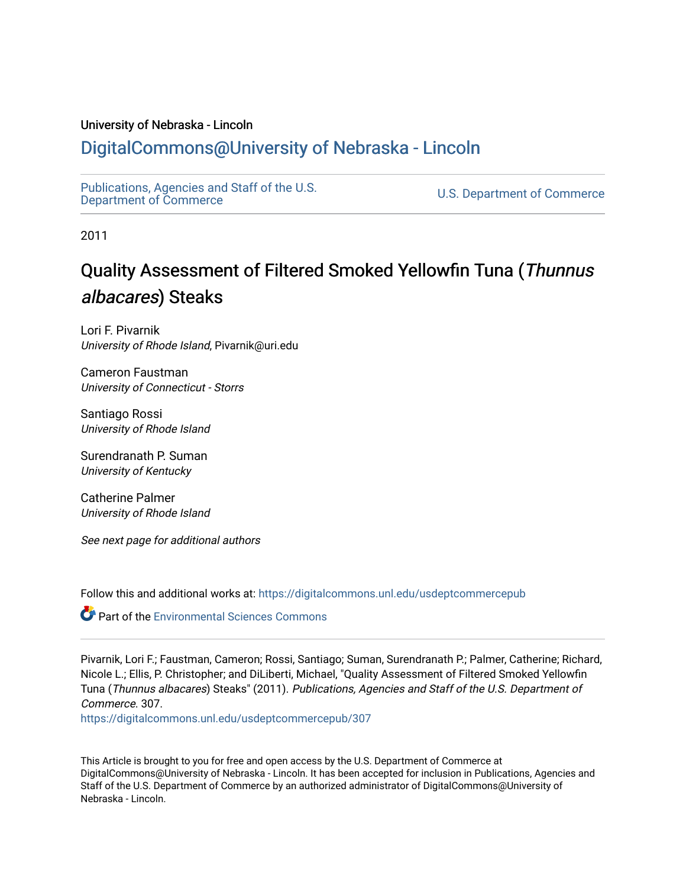University of Nebraska - Lincoln

# DigitalCommons@University of Nebraska - Lincoln

Publications, Agencies and Staff of the U.S. Department of Commerce | U.S. Department of Commerce

2011

# Quality Assessment of Filtered Smoked Yellowfin Tuna (*Thunnus albacares*) Steaks

Lori F. Pivarnik
*University of Rhode Island*, Pivarnik@uri.edu

Cameron Faustman
*University of Connecticut - Storrs*

Santiago Rossi
*University of Rhode Island*

Surendranath P. Suman
*University of Kentucky*

Catherine Palmer
*University of Rhode Island*

*See next page for additional authors*

Follow this and additional works at: https://digitalcommons.unl.edu/usdeptcommercepub

Part of the Environmental Sciences Commons

---

Pivarnik, Lori F.; Faustman, Cameron; Rossi, Santiago; Suman, Surendranath P.; Palmer, Catherine; Richard, Nicole L.; Ellis, P. Christopher; and DiLiberti, Michael, "Quality Assessment of Filtered Smoked Yellowfin Tuna (*Thunnus albacares*) Steaks" (2011). *Publications, Agencies and Staff of the U.S. Department of Commerce*. 307.
https://digitalcommons.unl.edu/usdeptcommercepub/307

This Article is brought to you for free and open access by the U.S. Department of Commerce at DigitalCommons@University of Nebraska - Lincoln. It has been accepted for inclusion in Publications, Agencies and Staff of the U.S. Department of Commerce by an authorized administrator of DigitalCommons@University of Nebraska - Lincoln.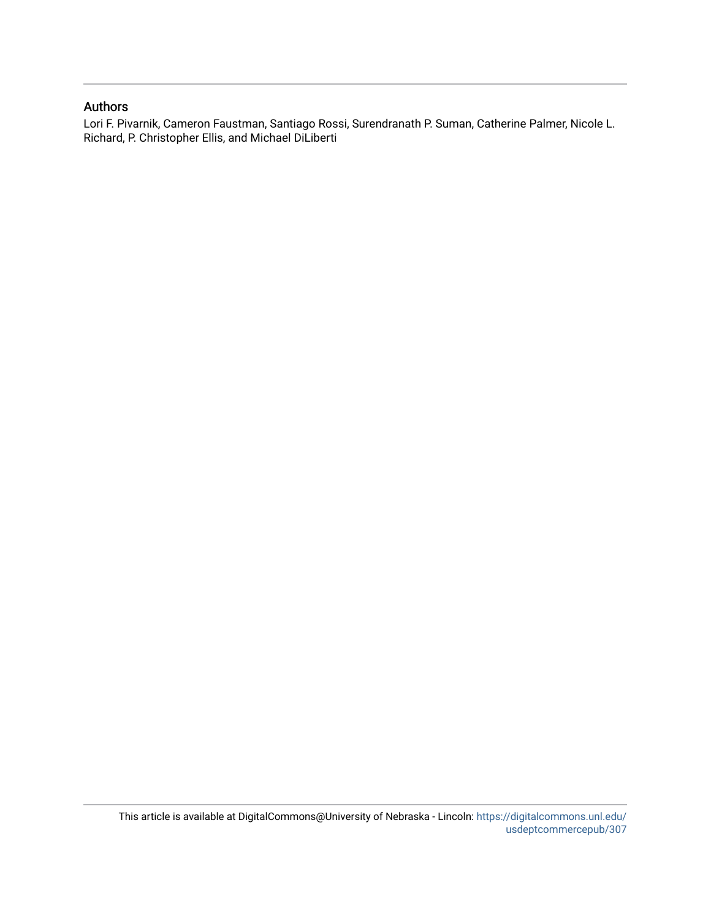## Authors

Lori F. Pivarnik, Cameron Faustman, Santiago Rossi, Surendranath P. Suman, Catherine Palmer, Nicole L. Richard, P. Christopher Ellis, and Michael DiLiberti

This article is available at DigitalCommons@University of Nebraska - Lincoln: https://digitalcommons.unl.edu/usdeptcommercepub/307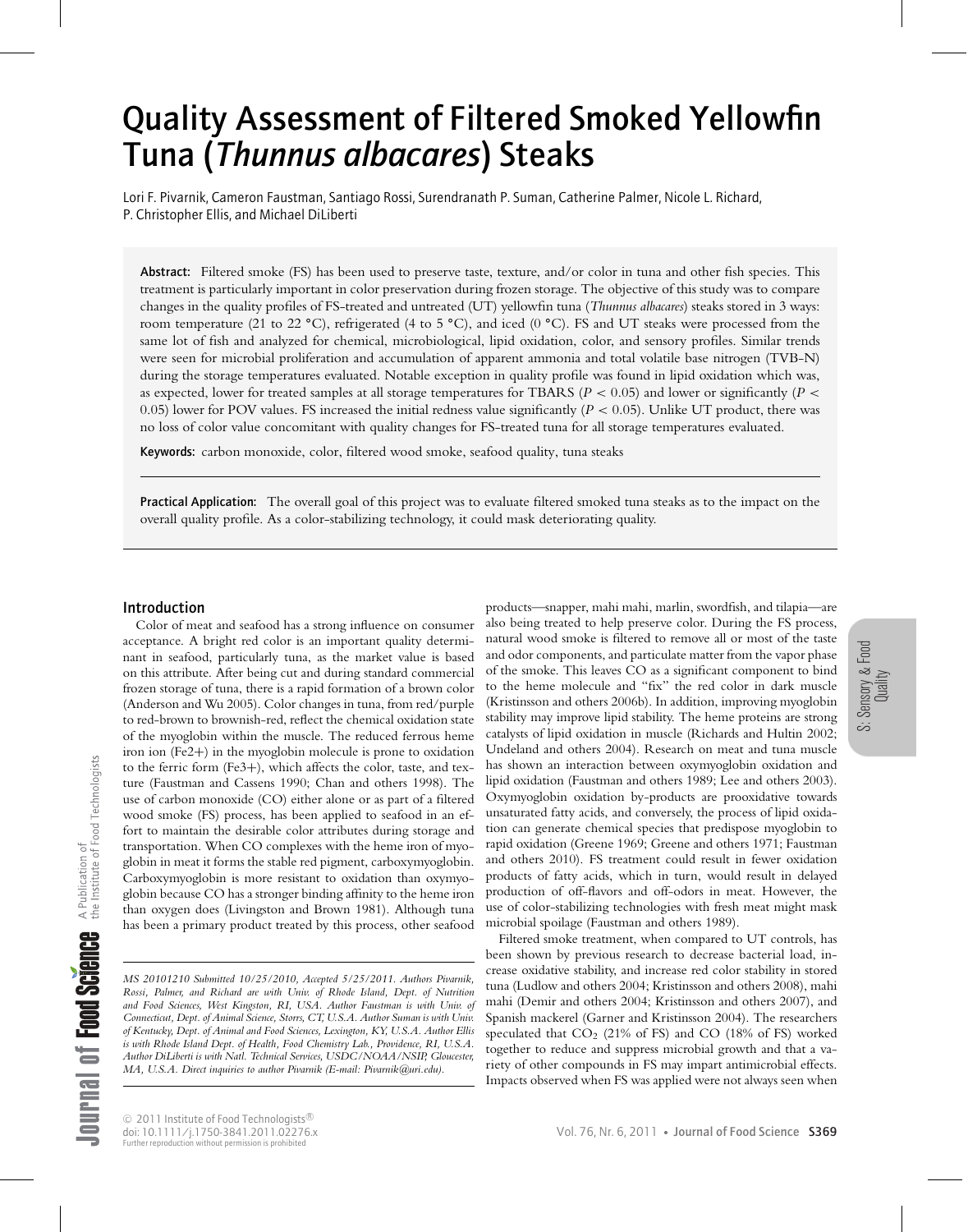# Quality Assessment of Filtered Smoked Yellowfin Tuna (*Thunnus albacares*) Steaks

Lori F. Pivarnik, Cameron Faustman, Santiago Rossi, Surendranath P. Suman, Catherine Palmer, Nicole L. Richard, P. Christopher Ellis, and Michael DiLiberti

**Abstract:** Filtered smoke (FS) has been used to preserve taste, texture, and/or color in tuna and other fish species. This treatment is particularly important in color preservation during frozen storage. The objective of this study was to compare changes in the quality profiles of FS-treated and untreated (UT) yellowfin tuna (*Thunnus albacares*) steaks stored in 3 ways: room temperature (21 to 22 °C), refrigerated (4 to 5 °C), and iced (0 °C). FS and UT steaks were processed from the same lot of fish and analyzed for chemical, microbiological, lipid oxidation, color, and sensory profiles. Similar trends were seen for microbial proliferation and accumulation of apparent ammonia and total volatile base nitrogen (TVB-N) during the storage temperatures evaluated. Notable exception in quality profile was found in lipid oxidation which was, as expected, lower for treated samples at all storage temperatures for TBARS ($P < 0.05$) and lower or significantly ($P < 0.05$) lower for POV values. FS increased the initial redness value significantly ($P < 0.05$). Unlike UT product, there was no loss of color value concomitant with quality changes for FS-treated tuna for all storage temperatures evaluated.

**Keywords:** carbon monoxide, color, filtered wood smoke, seafood quality, tuna steaks

**Practical Application:** The overall goal of this project was to evaluate filtered smoked tuna steaks as to the impact on the overall quality profile. As a color-stabilizing technology, it could mask deteriorating quality.

## Introduction

Color of meat and seafood has a strong influence on consumer acceptance. A bright red color is an important quality determinant in seafood, particularly tuna, as the market value is based on this attribute. After being cut and during standard commercial frozen storage of tuna, there is a rapid formation of a brown color (Anderson and Wu 2005). Color changes in tuna, from red/purple to red-brown to brownish-red, reflect the chemical oxidation state of the myoglobin within the muscle. The reduced ferrous heme iron ion ($Fe^{2+}$) in the myoglobin molecule is prone to oxidation to the ferric form ($Fe^{3+}$), which affects the color, taste, and texture (Faustman and Cassens 1990; Chan and others 1998). The use of carbon monoxide (CO) either alone or as part of a filtered wood smoke (FS) process, has been applied to seafood in an effort to maintain the desirable color attributes during storage and transportation. When CO complexes with the heme iron of myoglobin in meat it forms the stable red pigment, carboxymyoglobin. Carboxymyoglobin is more resistant to oxidation than oxymyoglobin because CO has a stronger binding affinity to the heme iron than oxygen does (Livingston and Brown 1981). Although tuna has been a primary product treated by this process, other seafood products—snapper, mahi mahi, marlin, swordfish, and tilapia—are also being treated to help preserve color. During the FS process, natural wood smoke is filtered to remove all or most of the taste and odor components, and particulate matter from the vapor phase of the smoke. This leaves CO as a significant component to bind to the heme molecule and "fix" the red color in dark muscle (Kristinsson and others 2006b). In addition, improving myoglobin stability may improve lipid stability. The heme proteins are strong catalysts of lipid oxidation in muscle (Richards and Hultin 2002; Undeland and others 2004). Research on meat and tuna muscle has shown an interaction between oxymyoglobin oxidation and lipid oxidation (Faustman and others 1989; Lee and others 2003). Oxymyoglobin oxidation by-products are prooxidative towards unsaturated fatty acids, and conversely, the process of lipid oxidation can generate chemical species that predispose myoglobin to rapid oxidation (Greene 1969; Greene and others 1971; Faustman and others 2010). FS treatment could result in fewer oxidation products of fatty acids, which in turn, would result in delayed production of off-flavors and off-odors in meat. However, the use of color-stabilizing technologies with fresh meat might mask microbial spoilage (Faustman and others 1989).

Filtered smoke treatment, when compared to UT controls, has been shown by previous research to decrease bacterial load, increase oxidative stability, and increase red color stability in stored tuna (Ludlow and others 2004; Kristinsson and others 2008), mahi mahi (Demir and others 2004; Kristinsson and others 2007), and Spanish mackerel (Garner and Kristinsson 2004). The researchers speculated that $CO_2$ (21% of FS) and CO (18% of FS) worked together to reduce and suppress microbial growth and that a variety of other compounds in FS may impart antimicrobial effects. Impacts observed when FS was applied were not always seen when

*MS 20101210 Submitted 10/25/2010, Accepted 5/25/2011. Authors Pivarnik, Rossi, Palmer, and Richard are with Univ. of Rhode Island, Dept. of Nutrition and Food Sciences, West Kingston, RI, USA. Author Faustman is with Univ. of Connecticut, Dept. of Animal Science, Storrs, CT, U.S.A. Author Suman is with Univ. of Kentucky, Dept. of Animal and Food Sciences, Lexington, KY, U.S.A. Author Ellis is with Rhode Island Dept. of Health, Food Chemistry Lab., Providence, RI, U.S.A. Author DiLiberti is with Natl. Technical Services, USDC/NOAA/NSIP, Gloucester, MA, U.S.A. Direct inquiries to author Pivarnik (E-mail: Pivarnik@uri.edu).*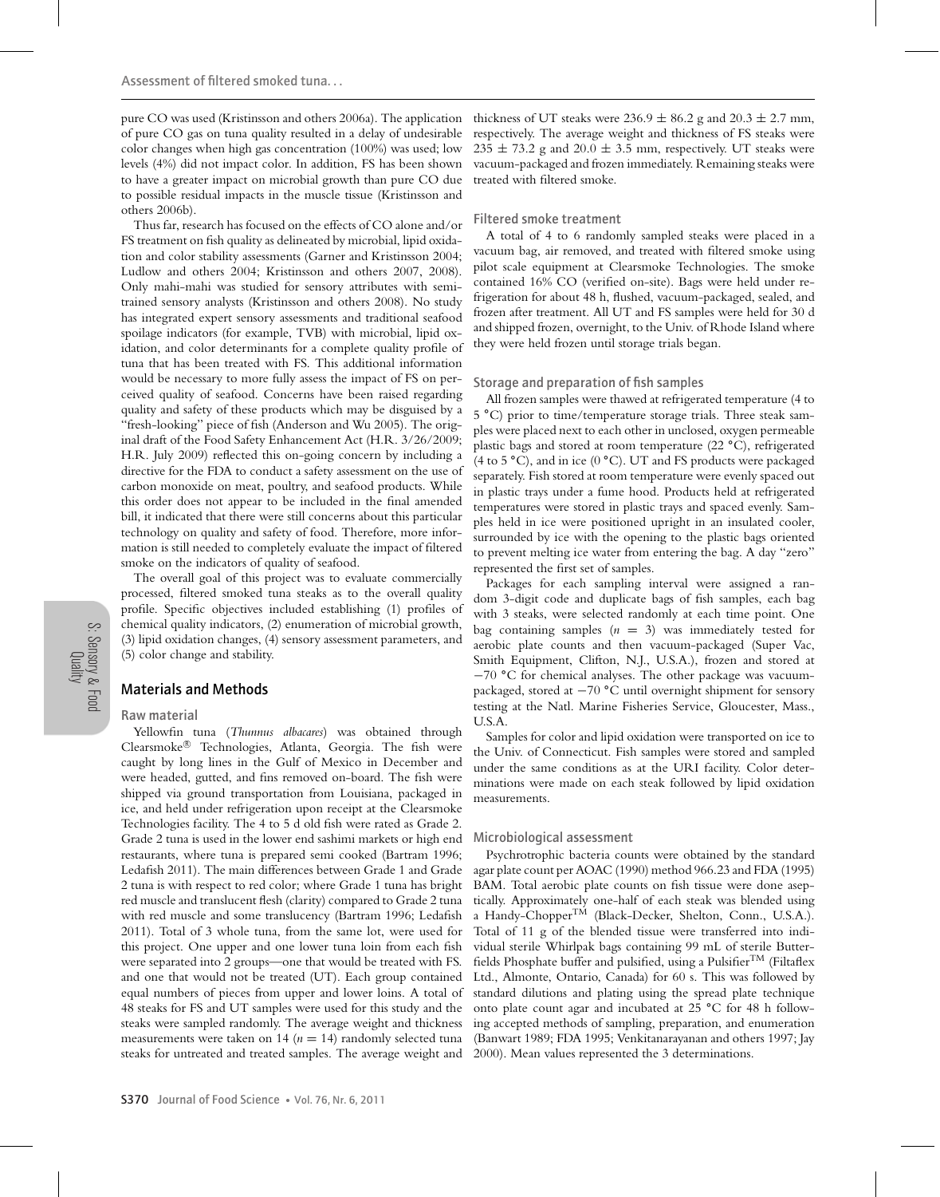pure CO was used (Kristinsson and others 2006a). The application of pure CO gas on tuna quality resulted in a delay of undesirable color changes when high gas concentration (100%) was used; low levels (4%) did not impact color. In addition, FS has been shown to have a greater impact on microbial growth than pure CO due to possible residual impacts in the muscle tissue (Kristinsson and others 2006b).

Thus far, research has focused on the effects of CO alone and/or FS treatment on fish quality as delineated by microbial, lipid oxidation and color stability assessments (Garner and Kristinsson 2004; Ludlow and others 2004; Kristinsson and others 2007, 2008). Only mahi-mahi was studied for sensory attributes with semi-trained sensory analysts (Kristinsson and others 2008). No study has integrated expert sensory assessments and traditional seafood spoilage indicators (for example, TVB) with microbial, lipid oxidation, and color determinants for a complete quality profile of tuna that has been treated with FS. This additional information would be necessary to more fully assess the impact of FS on perceived quality of seafood. Concerns have been raised regarding quality and safety of these products which may be disguised by a "fresh-looking" piece of fish (Anderson and Wu 2005). The original draft of the Food Safety Enhancement Act (H.R. 3/26/2009; H.R. July 2009) reflected this on-going concern by including a directive for the FDA to conduct a safety assessment on the use of carbon monoxide on meat, poultry, and seafood products. While this order does not appear to be included in the final amended bill, it indicated that there were still concerns about this particular technology on quality and safety of food. Therefore, more information is still needed to completely evaluate the impact of filtered smoke on the indicators of quality of seafood.

The overall goal of this project was to evaluate commercially processed, filtered smoked tuna steaks as to the overall quality profile. Specific objectives included establishing (1) profiles of chemical quality indicators, (2) enumeration of microbial growth, (3) lipid oxidation changes, (4) sensory assessment parameters, and (5) color change and stability.

## Materials and Methods

### Raw material

Yellowfin tuna (*Thunnus albacares*) was obtained through Clearsmoke® Technologies, Atlanta, Georgia. The fish were caught by long lines in the Gulf of Mexico in December and were headed, gutted, and fins removed on-board. The fish were shipped via ground transportation from Louisiana, packaged in ice, and held under refrigeration upon receipt at the Clearsmoke Technologies facility. The 4 to 5 d old fish were rated as Grade 2. Grade 2 tuna is used in the lower end sashimi markets or high end restaurants, where tuna is prepared semi cooked (Bartram 1996; Ledafish 2011). The main differences between Grade 1 and Grade 2 tuna is with respect to red color; where Grade 1 tuna has bright red muscle and translucent flesh (clarity) compared to Grade 2 tuna with red muscle and some translucency (Bartram 1996; Ledafish 2011). Total of 3 whole tuna, from the same lot, were used for this project. One upper and one lower tuna loin from each fish were separated into 2 groups—one that would be treated with FS. and one that would not be treated (UT). Each group contained equal numbers of pieces from upper and lower loins. A total of 48 steaks for FS and UT samples were used for this study and the steaks were sampled randomly. The average weight and thickness measurements were taken on 14 ($n = 14$) randomly selected tuna steaks for untreated and treated samples. The average weight and thickness of UT steaks were $236.9 \pm 86.2$ g and $20.3 \pm 2.7$ mm, respectively. The average weight and thickness of FS steaks were $235 \pm 73.2$ g and $20.0 \pm 3.5$ mm, respectively. UT steaks were vacuum-packaged and frozen immediately. Remaining steaks were treated with filtered smoke.

### Filtered smoke treatment

A total of 4 to 6 randomly sampled steaks were placed in a vacuum bag, air removed, and treated with filtered smoke using pilot scale equipment at Clearsmoke Technologies. The smoke contained 16% CO (verified on-site). Bags were held under refrigeration for about 48 h, flushed, vacuum-packaged, sealed, and frozen after treatment. All UT and FS samples were held for 30 d and shipped frozen, overnight, to the Univ. of Rhode Island where they were held frozen until storage trials began.

### Storage and preparation of fish samples

All frozen samples were thawed at refrigerated temperature (4 to 5 °C) prior to time/temperature storage trials. Three steak samples were placed next to each other in unclosed, oxygen permeable plastic bags and stored at room temperature (22 °C), refrigerated (4 to 5 °C), and in ice (0 °C). UT and FS products were packaged separately. Fish stored at room temperature were evenly spaced out in plastic trays under a fume hood. Products held at refrigerated temperatures were stored in plastic trays and spaced evenly. Samples held in ice were positioned upright in an insulated cooler, surrounded by ice with the opening to the plastic bags oriented to prevent melting ice water from entering the bag. A day "zero" represented the first set of samples.

Packages for each sampling interval were assigned a random 3-digit code and duplicate bags of fish samples, each bag with 3 steaks, were selected randomly at each time point. One bag containing samples ($n = 3$) was immediately tested for aerobic plate counts and then vacuum-packaged (Super Vac, Smith Equipment, Clifton, N.J., U.S.A.), frozen and stored at −70 °C for chemical analyses. The other package was vacuum-packaged, stored at −70 °C until overnight shipment for sensory testing at the Natl. Marine Fisheries Service, Gloucester, Mass., U.S.A.

Samples for color and lipid oxidation were transported on ice to the Univ. of Connecticut. Fish samples were stored and sampled under the same conditions as at the URI facility. Color determinations were made on each steak followed by lipid oxidation measurements.

### Microbiological assessment

Psychrotrophic bacteria counts were obtained by the standard agar plate count per AOAC (1990) method 966.23 and FDA (1995) BAM. Total aerobic plate counts on fish tissue were done aseptically. Approximately one-half of each steak was blended using a Handy-Chopper™ (Black-Decker, Shelton, Conn., U.S.A.). Total of 11 g of the blended tissue were transferred into individual sterile Whirlpak bags containing 99 mL of sterile Butterfields Phosphate buffer and pulsified, using a Pulsifier™ (Filtaflex Ltd., Almonte, Ontario, Canada) for 60 s. This was followed by standard dilutions and plating using the spread plate technique onto plate count agar and incubated at 25 °C for 48 h following accepted methods of sampling, preparation, and enumeration (Banwart 1989; FDA 1995; Venkitanarayanan and others 1997; Jay 2000). Mean values represented the 3 determinations.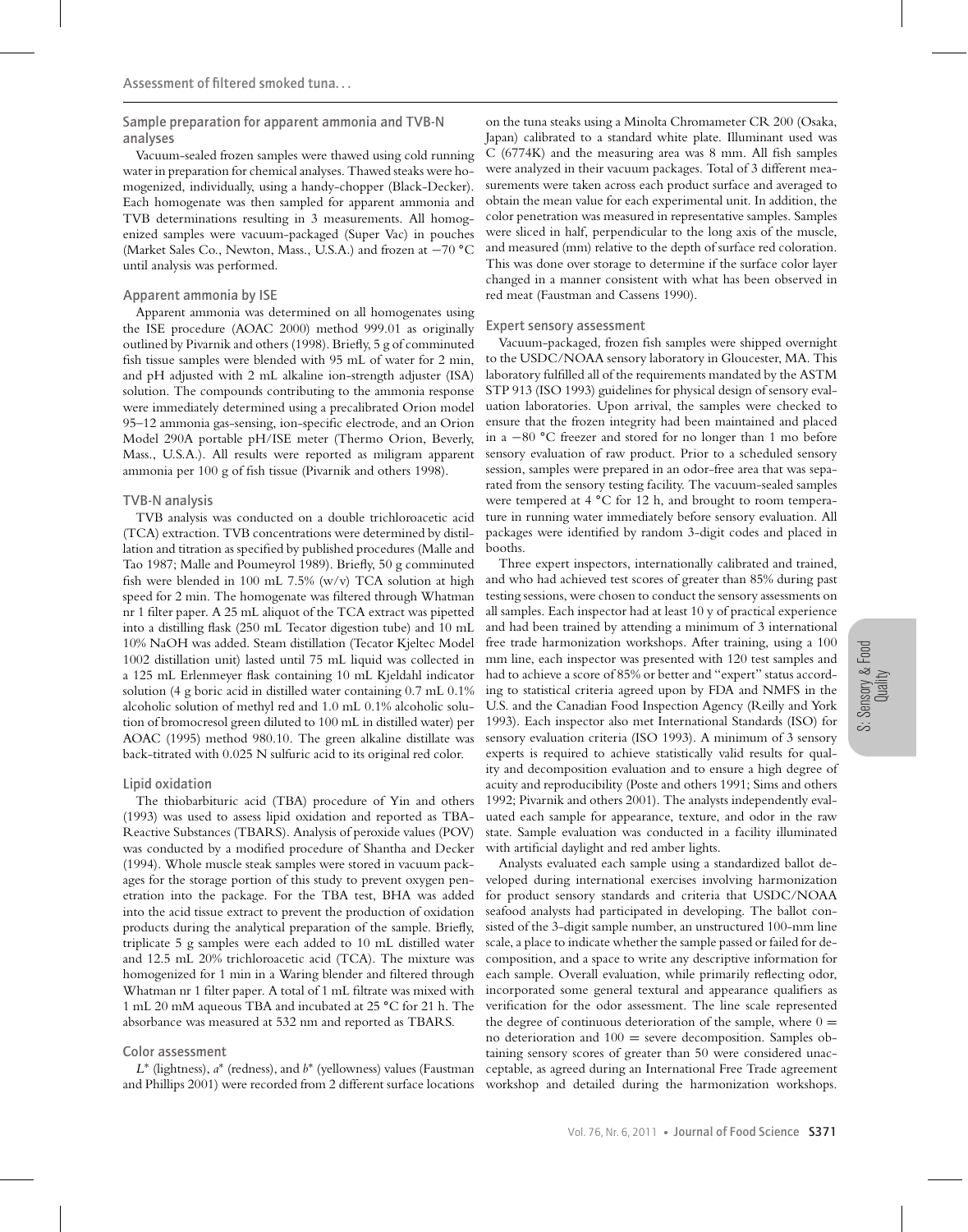### Sample preparation for apparent ammonia and TVB-N analyses

Vacuum-sealed frozen samples were thawed using cold running water in preparation for chemical analyses. Thawed steaks were homogenized, individually, using a handy-chopper (Black-Decker). Each homogenate was then sampled for apparent ammonia and TVB determinations resulting in 3 measurements. All homogenized samples were vacuum-packaged (Super Vac) in pouches (Market Sales Co., Newton, Mass., U.S.A.) and frozen at −70 °C until analysis was performed.

### Apparent ammonia by ISE

Apparent ammonia was determined on all homogenates using the ISE procedure (AOAC 2000) method 999.01 as originally outlined by Pivarnik and others (1998). Briefly, 5 g of comminuted fish tissue samples were blended with 95 mL of water for 2 min, and pH adjusted with 2 mL alkaline ion-strength adjuster (ISA) solution. The compounds contributing to the ammonia response were immediately determined using a precalibrated Orion model 95–12 ammonia gas-sensing, ion-specific electrode, and an Orion Model 290A portable pH/ISE meter (Thermo Orion, Beverly, Mass., U.S.A.). All results were reported as miligram apparent ammonia per 100 g of fish tissue (Pivarnik and others 1998).

### TVB-N analysis

TVB analysis was conducted on a double trichloroacetic acid (TCA) extraction. TVB concentrations were determined by distillation and titration as specified by published procedures (Malle and Tao 1987; Malle and Poumeyrol 1989). Briefly, 50 g comminuted fish were blended in 100 mL 7.5% (w/v) TCA solution at high speed for 2 min. The homogenate was filtered through Whatman nr 1 filter paper. A 25 mL aliquot of the TCA extract was pipetted into a distilling flask (250 mL Tecator digestion tube) and 10 mL 10% NaOH was added. Steam distillation (Tecator Kjeltec Model 1002 distillation unit) lasted until 75 mL liquid was collected in a 125 mL Erlenmeyer flask containing 10 mL Kjeldahl indicator solution (4 g boric acid in distilled water containing 0.7 mL 0.1% alcoholic solution of methyl red and 1.0 mL 0.1% alcoholic solution of bromocresol green diluted to 100 mL in distilled water) per AOAC (1995) method 980.10. The green alkaline distillate was back-titrated with 0.025 N sulfuric acid to its original red color.

### Lipid oxidation

The thiobarbituric acid (TBA) procedure of Yin and others (1993) was used to assess lipid oxidation and reported as TBA-Reactive Substances (TBARS). Analysis of peroxide values (POV) was conducted by a modified procedure of Shantha and Decker (1994). Whole muscle steak samples were stored in vacuum packages for the storage portion of this study to prevent oxygen penetration into the package. For the TBA test, BHA was added into the acid tissue extract to prevent the production of oxidation products during the analytical preparation of the sample. Briefly, triplicate 5 g samples were each added to 10 mL distilled water and 12.5 mL 20% trichloroacetic acid (TCA). The mixture was homogenized for 1 min in a Waring blender and filtered through Whatman nr 1 filter paper. A total of 1 mL filtrate was mixed with 1 mL 20 mM aqueous TBA and incubated at 25 °C for 21 h. The absorbance was measured at 532 nm and reported as TBARS.

### Color assessment

$L^*$ (lightness), $a^*$ (redness), and $b^*$ (yellowness) values (Faustman and Phillips 2001) were recorded from 2 different surface locations on the tuna steaks using a Minolta Chromameter CR 200 (Osaka, Japan) calibrated to a standard white plate. Illuminant used was C (6774K) and the measuring area was 8 mm. All fish samples were analyzed in their vacuum packages. Total of 3 different measurements were taken across each product surface and averaged to obtain the mean value for each experimental unit. In addition, the color penetration was measured in representative samples. Samples were sliced in half, perpendicular to the long axis of the muscle, and measured (mm) relative to the depth of surface red coloration. This was done over storage to determine if the surface color layer changed in a manner consistent with what has been observed in red meat (Faustman and Cassens 1990).

### Expert sensory assessment

Vacuum-packaged, frozen fish samples were shipped overnight to the USDC/NOAA sensory laboratory in Gloucester, MA. This laboratory fulfilled all of the requirements mandated by the ASTM STP 913 (ISO 1993) guidelines for physical design of sensory evaluation laboratories. Upon arrival, the samples were checked to ensure that the frozen integrity had been maintained and placed in a −80 °C freezer and stored for no longer than 1 mo before sensory evaluation of raw product. Prior to a scheduled sensory session, samples were prepared in an odor-free area that was separated from the sensory testing facility. The vacuum-sealed samples were tempered at 4 °C for 12 h, and brought to room temperature in running water immediately before sensory evaluation. All packages were identified by random 3-digit codes and placed in booths.

Three expert inspectors, internationally calibrated and trained, and who had achieved test scores of greater than 85% during past testing sessions, were chosen to conduct the sensory assessments on all samples. Each inspector had at least 10 y of practical experience and had been trained by attending a minimum of 3 international free trade harmonization workshops. After training, using a 100 mm line, each inspector was presented with 120 test samples and had to achieve a score of 85% or better and "expert" status according to statistical criteria agreed upon by FDA and NMFS in the U.S. and the Canadian Food Inspection Agency (Reilly and York 1993). Each inspector also met International Standards (ISO) for sensory evaluation criteria (ISO 1993). A minimum of 3 sensory experts is required to achieve statistically valid results for quality and decomposition evaluation and to ensure a high degree of acuity and reproducibility (Poste and others 1991; Sims and others 1992; Pivarnik and others 2001). The analysts independently evaluated each sample for appearance, texture, and odor in the raw state. Sample evaluation was conducted in a facility illuminated with artificial daylight and red amber lights.

Analysts evaluated each sample using a standardized ballot developed during international exercises involving harmonization for product sensory standards and criteria that USDC/NOAA seafood analysts had participated in developing. The ballot consisted of the 3-digit sample number, an unstructured 100-mm line scale, a place to indicate whether the sample passed or failed for decomposition, and a space to write any descriptive information for each sample. Overall evaluation, while primarily reflecting odor, incorporated some general textural and appearance qualifiers as verification for the odor assessment. The line scale represented the degree of continuous deterioration of the sample, where $0 =$ no deterioration and $100 =$ severe decomposition. Samples obtaining sensory scores of greater than 50 were considered unacceptable, as agreed during an International Free Trade agreement workshop and detailed during the harmonization workshops.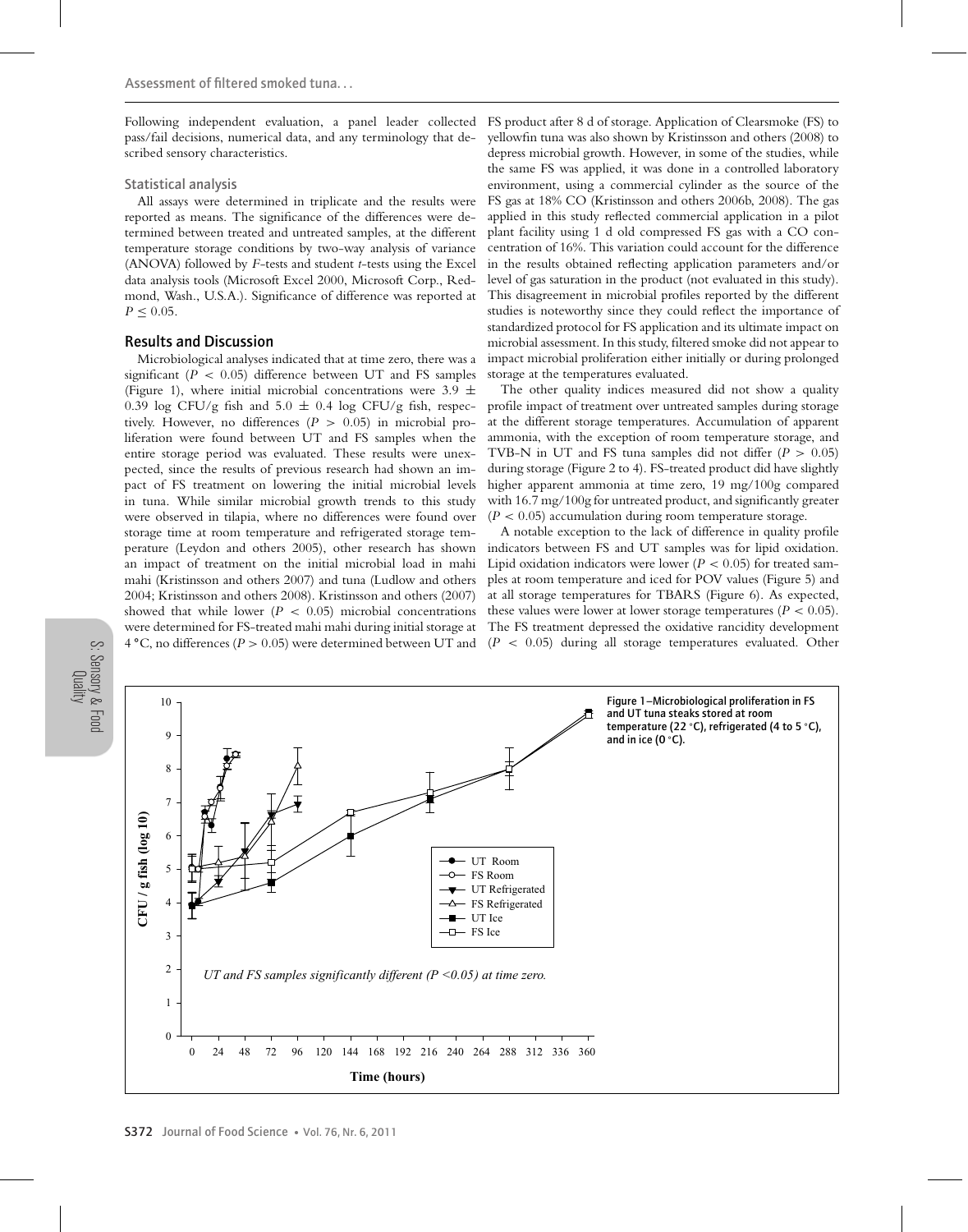Following independent evaluation, a panel leader collected pass/fail decisions, numerical data, and any terminology that described sensory characteristics.

### Statistical analysis

All assays were determined in triplicate and the results were reported as means. The significance of the differences were determined between treated and untreated samples, at the different temperature storage conditions by two-way analysis of variance (ANOVA) followed by *F*-tests and student *t*-tests using the Excel data analysis tools (Microsoft Excel 2000, Microsoft Corp., Redmond, Wash., U.S.A.). Significance of difference was reported at $P \leq 0.05$.

## Results and Discussion

Microbiological analyses indicated that at time zero, there was a significant ($P < 0.05$) difference between UT and FS samples (Figure 1), where initial microbial concentrations were $3.9 \pm 0.39$ log CFU/g fish and $5.0 \pm 0.4$ log CFU/g fish, respectively. However, no differences ($P > 0.05$) in microbial proliferation were found between UT and FS samples when the entire storage period was evaluated. These results were unexpected, since the results of previous research had shown an impact of FS treatment on lowering the initial microbial levels in tuna. While similar microbial growth trends to this study were observed in tilapia, where no differences were found over storage time at room temperature and refrigerated storage temperature (Leydon and others 2005), other research has shown an impact of treatment on the initial microbial load in mahi mahi (Kristinsson and others 2007) and tuna (Ludlow and others 2004; Kristinsson and others 2008). Kristinsson and others (2007) showed that while lower ($P < 0.05$) microbial concentrations were determined for FS-treated mahi mahi during initial storage at 4 °C, no differences ($P > 0.05$) were determined between UT and FS product after 8 d of storage. Application of Clearsmoke (FS) to yellowfin tuna was also shown by Kristinsson and others (2008) to depress microbial growth. However, in some of the studies, while the same FS was applied, it was done in a controlled laboratory environment, using a commercial cylinder as the source of the FS gas at 18% CO (Kristinsson and others 2006b, 2008). The gas applied in this study reflected commercial application in a pilot plant facility using 1 d old compressed FS gas with a CO concentration of 16%. This variation could account for the difference in the results obtained reflecting application parameters and/or level of gas saturation in the product (not evaluated in this study). This disagreement in microbial profiles reported by the different studies is noteworthy since they could reflect the importance of standardized protocol for FS application and its ultimate impact on microbial assessment. In this study, filtered smoke did not appear to impact microbial proliferation either initially or during prolonged storage at the temperatures evaluated.

The other quality indices measured did not show a quality profile impact of treatment over untreated samples during storage at the different storage temperatures. Accumulation of apparent ammonia, with the exception of room temperature storage, and TVB-N in UT and FS tuna samples did not differ ($P > 0.05$) during storage (Figure 2 to 4). FS-treated product did have slightly higher apparent ammonia at time zero, 19 mg/100g compared with 16.7 mg/100g for untreated product, and significantly greater ($P < 0.05$) accumulation during room temperature storage.

A notable exception to the lack of difference in quality profile indicators between FS and UT samples was for lipid oxidation. Lipid oxidation indicators were lower ($P < 0.05$) for treated samples at room temperature and iced for POV values (Figure 5) and at all storage temperatures for TBARS (Figure 6). As expected, these values were lower at lower storage temperatures ($P < 0.05$). The FS treatment depressed the oxidative rancidity development ($P < 0.05$) during all storage temperatures evaluated. Other

Figure 1–Microbiological proliferation in FS and UT tuna steaks stored at room temperature (22 °C), refrigerated (4 to 5 °C), and in ice (0 °C).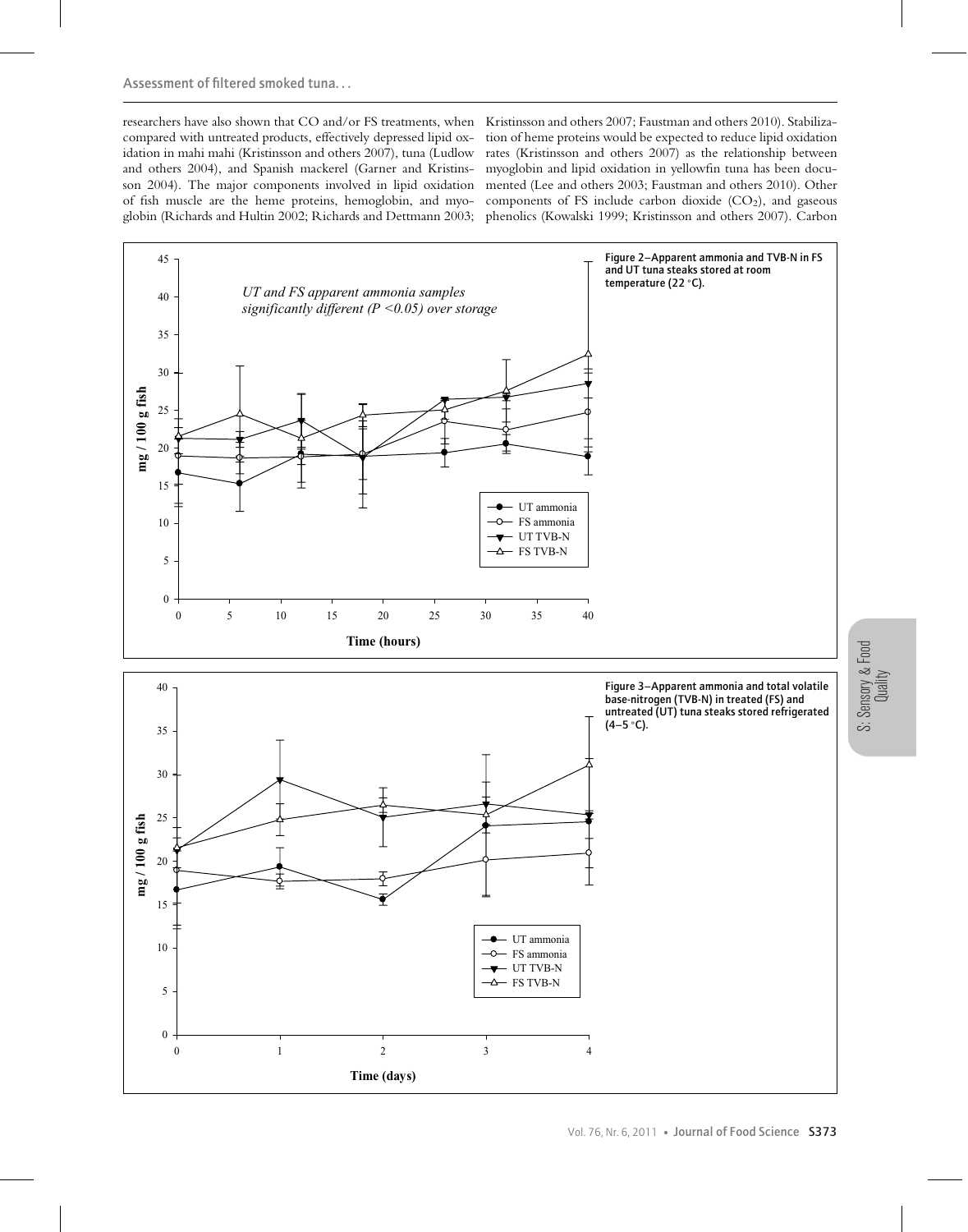researchers have also shown that CO and/or FS treatments, when compared with untreated products, effectively depressed lipid oxidation in mahi mahi (Kristinsson and others 2007), tuna (Ludlow and others 2004), and Spanish mackerel (Garner and Kristinsson 2004). The major components involved in lipid oxidation of fish muscle are the heme proteins, hemoglobin, and myoglobin (Richards and Hultin 2002; Richards and Dettmann 2003; Kristinsson and others 2007; Faustman and others 2010). Stabilization of heme proteins would be expected to reduce lipid oxidation rates (Kristinsson and others 2007) as the relationship between myoglobin and lipid oxidation in yellowfin tuna has been documented (Lee and others 2003; Faustman and others 2010). Other components of FS include carbon dioxide ($CO_2$), and gaseous phenolics (Kowalski 1999; Kristinsson and others 2007). Carbon

Figure 2–Apparent ammonia and TVB-N in FS and UT tuna steaks stored at room temperature (22 °C).

Figure 3–Apparent ammonia and total volatile base-nitrogen (TVB-N) in treated (FS) and untreated (UT) tuna steaks stored refrigerated (4–5 °C).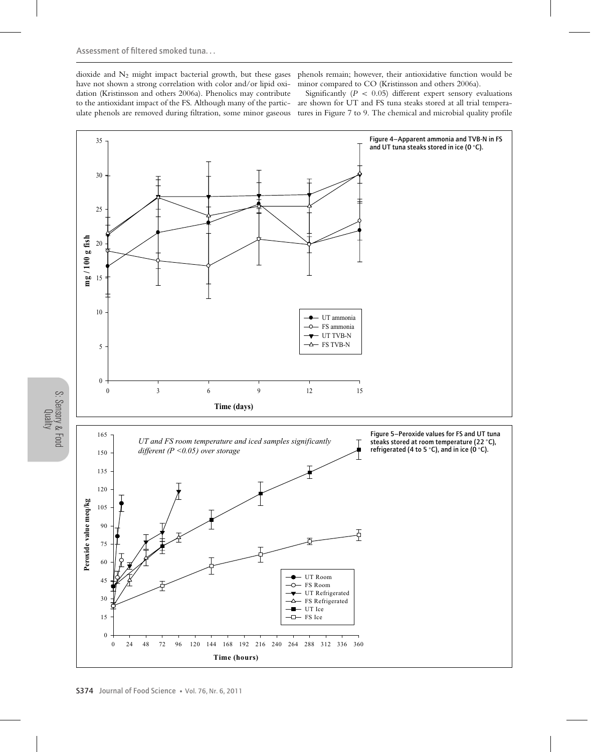dioxide and $N_2$ might impact bacterial growth, but these gases have not shown a strong correlation with color and/or lipid oxidation (Kristinsson and others 2006a). Phenolics may contribute to the antioxidant impact of the FS. Although many of the particulate phenols are removed during filtration, some minor gaseous phenols remain; however, their antioxidative function would be minor compared to CO (Kristinsson and others 2006a).

Significantly ($P < 0.05$) different expert sensory evaluations are shown for UT and FS tuna steaks stored at all trial temperatures in Figure 7 to 9. The chemical and microbial quality profile

Figure 4–Apparent ammonia and TVB-N in FS and UT tuna steaks stored in ice (0 °C).

Figure 5–Peroxide values for FS and UT tuna steaks stored at room temperature (22 °C), refrigerated (4 to 5 °C), and in ice (0 °C).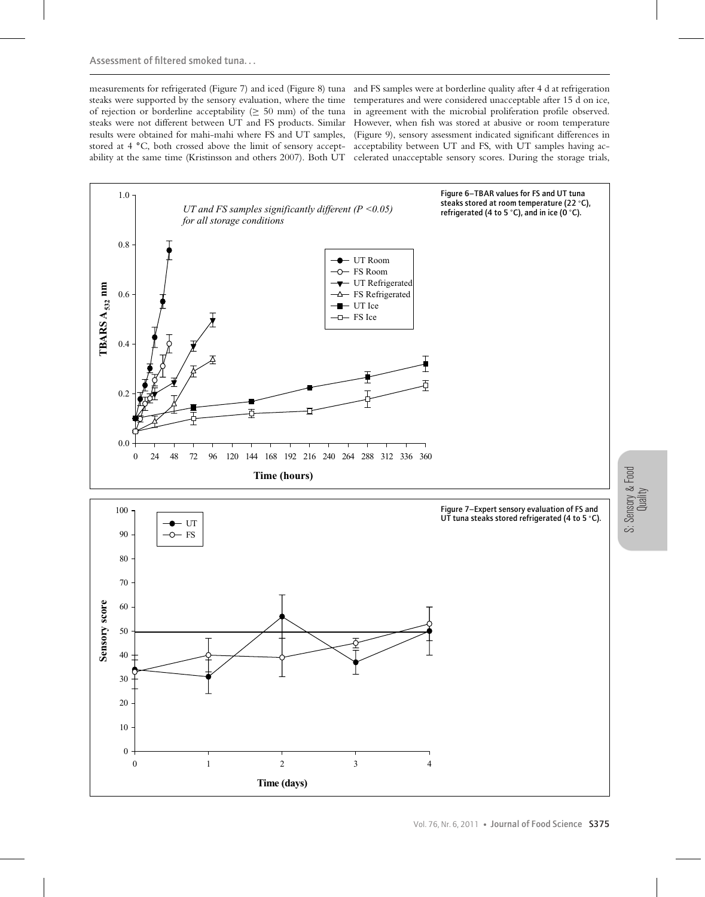measurements for refrigerated (Figure 7) and iced (Figure 8) tuna steaks were supported by the sensory evaluation, where the time of rejection or borderline acceptability (≥ 50 mm) of the tuna steaks were not different between UT and FS products. Similar results were obtained for mahi-mahi where FS and UT samples, stored at 4 °C, both crossed above the limit of sensory acceptability at the same time (Kristinsson and others 2007). Both UT and FS samples were at borderline quality after 4 d at refrigeration temperatures and were considered unacceptable after 15 d on ice, in agreement with the microbial proliferation profile observed. However, when fish was stored at abusive or room temperature (Figure 9), sensory assessment indicated significant differences in acceptability between UT and FS, with UT samples having accelerated unacceptable sensory scores. During the storage trials,

Figure 6–TBAR values for FS and UT tuna steaks stored at room temperature (22 °C), refrigerated (4 to 5 °C), and in ice (0 °C).

Figure 7–Expert sensory evaluation of FS and UT tuna steaks stored refrigerated (4 to 5 °C).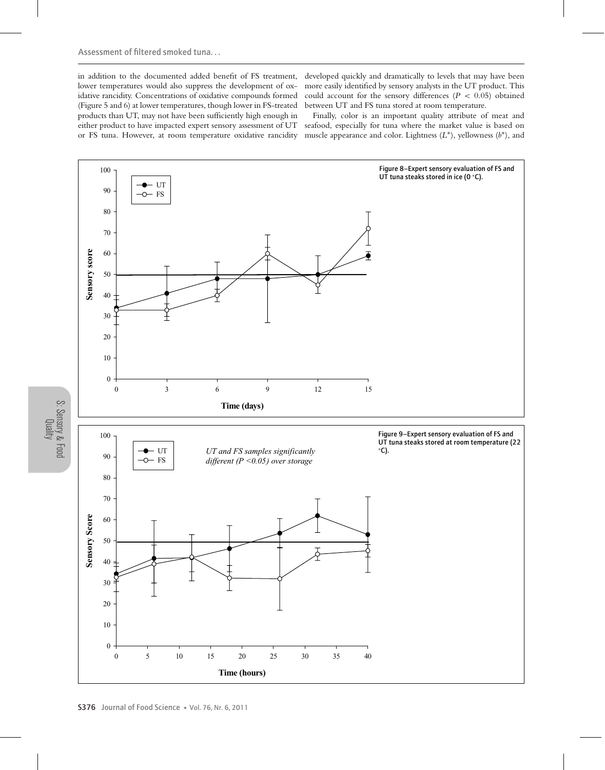in addition to the documented added benefit of FS treatment, lower temperatures would also suppress the development of oxidative rancidity. Concentrations of oxidative compounds formed (Figure 5 and 6) at lower temperatures, though lower in FS-treated products than UT, may not have been sufficiently high enough in either product to have impacted expert sensory assessment of UT or FS tuna. However, at room temperature oxidative rancidity developed quickly and dramatically to levels that may have been more easily identified by sensory analysts in the UT product. This could account for the sensory differences ($P < 0.05$) obtained between UT and FS tuna stored at room temperature.

Finally, color is an important quality attribute of meat and seafood, especially for tuna where the market value is based on muscle appearance and color. Lightness ($L^*$), yellowness ($b^*$), and

Figure 8–Expert sensory evaluation of FS and UT tuna steaks stored in ice (0 °C).

Figure 9–Expert sensory evaluation of FS and UT tuna steaks stored at room temperature (22 °C).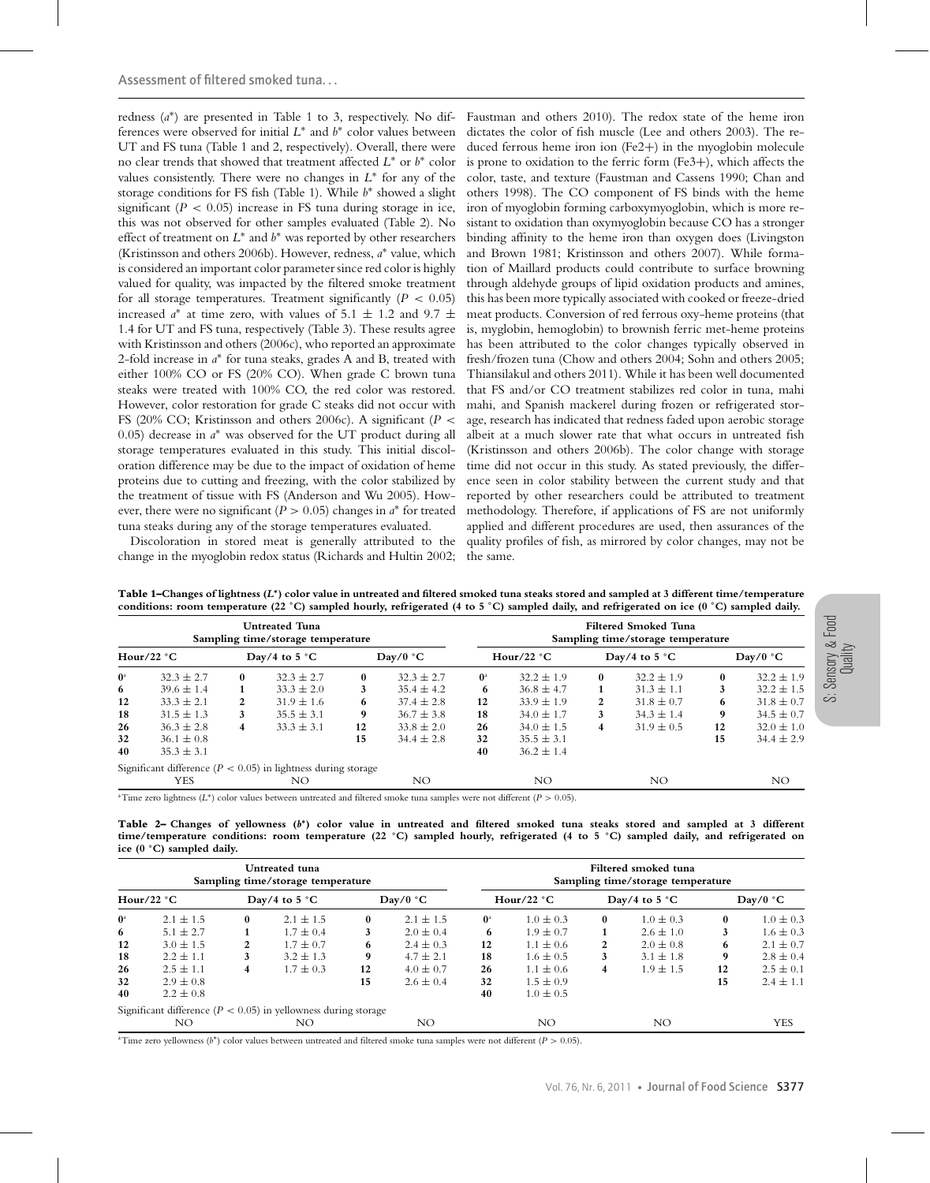redness ($a^*$) are presented in Table 1 to 3, respectively. No differences were observed for initial $L^*$ and $b^*$ color values between UT and FS tuna (Table 1 and 2, respectively). Overall, there were no clear trends that showed that treatment affected $L^*$ or $b^*$ color values consistently. There were no changes in $L^*$ for any of the storage conditions for FS fish (Table 1). While $b^*$ showed a slight significant ($P < 0.05$) increase in FS tuna during storage in ice, this was not observed for other samples evaluated (Table 2). No effect of treatment on $L^*$ and $b^*$ was reported by other researchers (Kristinsson and others 2006b). However, redness, $a^*$ value, which is considered an important color parameter since red color is highly valued for quality, was impacted by the filtered smoke treatment for all storage temperatures. Treatment significantly ($P < 0.05$) increased $a^*$ at time zero, with values of $5.1 \pm 1.2$ and $9.7 \pm 1.4$ for UT and FS tuna, respectively (Table 3). These results agree with Kristinsson and others (2006c), who reported an approximate 2-fold increase in $a^*$ for tuna steaks, grades A and B, treated with either 100% CO or FS (20% CO). When grade C brown tuna steaks were treated with 100% CO, the red color was restored. However, color restoration for grade C steaks did not occur with FS (20% CO; Kristinsson and others 2006c). A significant ($P < 0.05$) decrease in $a^*$ was observed for the UT product during all storage temperatures evaluated in this study. This initial discoloration difference may be due to the impact of oxidation of heme proteins due to cutting and freezing, with the color stabilized by the treatment of tissue with FS (Anderson and Wu 2005). However, there were no significant ($P > 0.05$) changes in $a^*$ for treated tuna steaks during any of the storage temperatures evaluated.

Discoloration in stored meat is generally attributed to the change in the myoglobin redox status (Richards and Hultin 2002; Faustman and others 2010). The redox state of the heme iron dictates the color of fish muscle (Lee and others 2003). The reduced ferrous heme iron ion ($Fe^{2+}$) in the myoglobin molecule is prone to oxidation to the ferric form ($Fe^{3+}$), which affects the color, taste, and texture (Faustman and Cassens 1990; Chan and others 1998). The CO component of FS binds with the heme iron of myoglobin forming carboxymyoglobin, which is more resistant to oxidation than oxymyoglobin because CO has a stronger binding affinity to the heme iron than oxygen does (Livingston and Brown 1981; Kristinsson and others 2007). While formation of Maillard products could contribute to surface browning through aldehyde groups of lipid oxidation products and amines, this has been more typically associated with cooked or freeze-dried meat products. Conversion of red ferrous oxy-heme proteins (that is, myglobin, hemoglobin) to brownish ferric met-heme proteins has been attributed to the color changes typically observed in fresh/frozen tuna (Chow and others 2004; Sohn and others 2005; Thiansilakul and others 2011). While it has been well documented that FS and/or CO treatment stabilizes red color in tuna, mahi mahi, and Spanish mackerel during frozen or refrigerated storage, research has indicated that redness faded upon aerobic storage albeit at a much slower rate that what occurs in untreated fish (Kristinsson and others 2006b). The color change with storage time did not occur in this study. As stated previously, the difference seen in color stability between the current study and that reported by other researchers could be attributed to treatment methodology. Therefore, if applications of FS are not uniformly applied and different procedures are used, then assurances of the quality profiles of fish, as mirrored by color changes, may not be the same.

**Table 1–Changes of lightness ($L^*$) color value in untreated and filtered smoked tuna steaks stored and sampled at 3 different time/temperature conditions: room temperature (22 °C) sampled hourly, refrigerated (4 to 5 °C) sampled daily, and refrigerated on ice (0 °C) sampled daily.**

| Untreated Tuna Sampling time/storage temperature | | | | | | Filtered Smoked Tuna Sampling time/storage temperature | | | | | |
|---|---|---|---|---|---|---|---|---|---|---|---|
| Hour/22 °C | | Day/4 to 5 °C | | Day/0 °C | | Hour/22 °C | | Day/4 to 5 °C | | Day/0 °C | |
| 0[a] | 32.3 ± 2.7 | 0 | 32.3 ± 2.7 | 0 | 32.3 ± 2.7 | 0[a] | 32.2 ± 1.9 | 0 | 32.2 ± 1.9 | 0 | 32.2 ± 1.9 |
| 6 | 39.6 ± 1.4 | 1 | 33.3 ± 2.0 | 3 | 35.4 ± 4.2 | 6 | 36.8 ± 4.7 | 1 | 31.3 ± 1.1 | 3 | 32.2 ± 1.5 |
| 12 | 33.3 ± 2.1 | 2 | 31.9 ± 1.6 | 6 | 37.4 ± 2.8 | 12 | 33.9 ± 1.9 | 2 | 31.8 ± 0.7 | 6 | 31.8 ± 0.7 |
| 18 | 31.5 ± 1.3 | 3 | 35.5 ± 3.1 | 9 | 36.7 ± 3.8 | 18 | 34.0 ± 1.7 | 3 | 34.3 ± 1.4 | 9 | 34.5 ± 0.7 |
| 26 | 36.3 ± 2.8 | 4 | 33.3 ± 3.1 | 12 | 33.8 ± 2.0 | 26 | 34.0 ± 1.5 | 4 | 31.9 ± 0.5 | 12 | 32.0 ± 1.0 |
| 32 | 36.1 ± 0.8 | | | 15 | 34.4 ± 2.8 | 32 | 35.5 ± 3.1 | | | 15 | 34.4 ± 2.9 |
| 40 | 35.3 ± 3.1 | | | | | 40 | 36.2 ± 1.4 | | | | |
| Significant difference ($P < 0.05$) in lightness during storage | | | | | | | | | | | |
| YES | | NO | | NO | | NO | | NO | | NO | |

[a]Time zero lightness ($L^*$) color values between untreated and filtered smoke tuna samples were not different ($P > 0.05$).

**Table 2– Changes of yellowness ($b^*$) color value in untreated and filtered smoked tuna steaks stored and sampled at 3 different time/temperature conditions: room temperature (22 °C) sampled hourly, refrigerated (4 to 5 °C) sampled daily, and refrigerated on ice (0 °C) sampled daily.**

| Untreated tuna Sampling time/storage temperature | | | | | | Filtered smoked tuna Sampling time/storage temperature | | | | | |
|---|---|---|---|---|---|---|---|---|---|---|---|
| Hour/22 °C | | Day/4 to 5 °C | | Day/0 °C | | Hour/22 °C | | Day/4 to 5 °C | | Day/0 °C | |
| 0[a] | 2.1 ± 1.5 | 0 | 2.1 ± 1.5 | 0 | 2.1 ± 1.5 | 0[a] | 1.0 ± 0.3 | 0 | 1.0 ± 0.3 | 0 | 1.0 ± 0.3 |
| 6 | 5.1 ± 2.7 | 1 | 1.7 ± 0.4 | 3 | 2.0 ± 0.4 | 6 | 1.9 ± 0.7 | 1 | 2.6 ± 1.0 | 3 | 1.6 ± 0.3 |
| 12 | 3.0 ± 1.5 | 2 | 1.7 ± 0.7 | 6 | 2.4 ± 0.3 | 12 | 1.1 ± 0.6 | 2 | 2.0 ± 0.8 | 6 | 2.1 ± 0.7 |
| 18 | 2.2 ± 1.1 | 3 | 3.2 ± 1.3 | 9 | 4.7 ± 2.1 | 18 | 1.6 ± 0.5 | 3 | 3.1 ± 1.8 | 9 | 2.8 ± 0.4 |
| 26 | 2.5 ± 1.1 | 4 | 1.7 ± 0.3 | 12 | 4.0 ± 0.7 | 26 | 1.1 ± 0.6 | 4 | 1.9 ± 1.5 | 12 | 2.5 ± 0.1 |
| 32 | 2.9 ± 0.8 | | | 15 | 2.6 ± 0.4 | 32 | 1.5 ± 0.9 | | | 15 | 2.4 ± 1.1 |
| 40 | 2.2 ± 0.8 | | | | | 40 | 1.0 ± 0.5 | | | | |
| Significant difference ($P < 0.05$) in yellowness during storage | | | | | | | | | | | |
| NO | | NO | | NO | | NO | | NO | | YES | |

[a]Time zero yellowness ($b^*$) color values between untreated and filtered smoke tuna samples were not different ($P > 0.05$).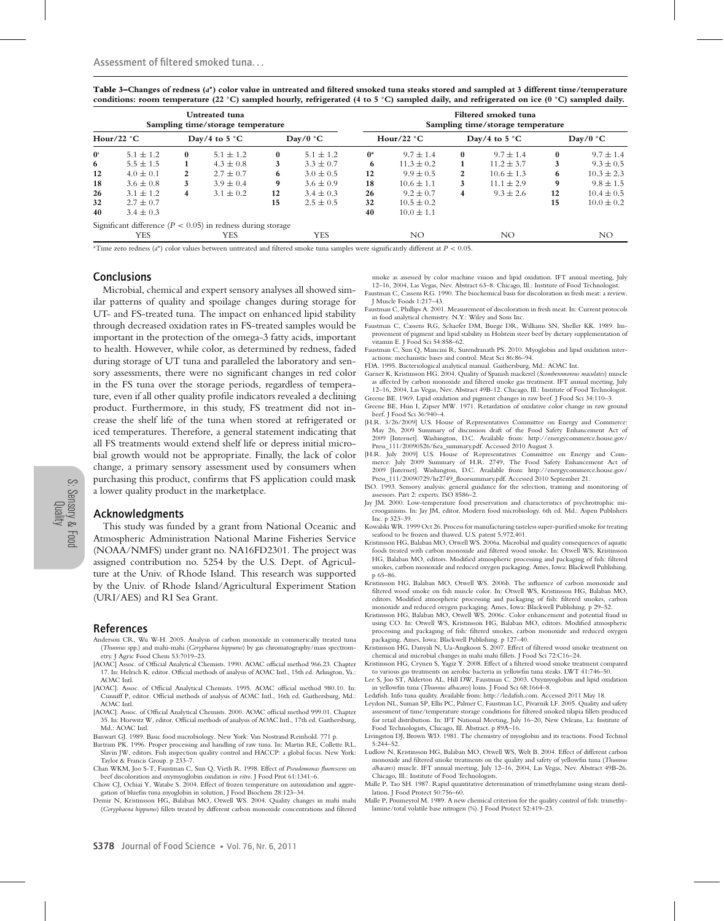**Table 3–Changes of redness ($a^*$) color value in untreated and filtered smoked tuna steaks stored and sampled at 3 different time/temperature conditions: room temperature (22 °C) sampled hourly, refrigerated (4 to 5 °C) sampled daily, and refrigerated on ice (0 °C) sampled daily.**

| Untreated tuna Sampling time/storage temperature | | | | | | Filtered smoked tuna Sampling time/storage temperature | | | | | |
|---|---|---|---|---|---|---|---|---|---|---|---|
| Hour/22 °C | | Day/4 to 5 °C | | Day/0 °C | | Hour/22 °C | | Day/4 to 5 °C | | Day/0 °C | |
| **0**[a] | 5.1 ± 1.2 | **0** | 5.1 ± 1.2 | **0** | 5.1 ± 1.2 | **0**[a] | 9.7 ± 1.4 | **0** | 9.7 ± 1.4 | **0** | 9.7 ± 1.4 |
| **6** | 5.5 ± 1.5 | **1** | 4.3 ± 0.8 | **3** | 3.3 ± 0.7 | **6** | 11.3 ± 0.2 | **1** | 11.2 ± 3.7 | **3** | 9.3 ± 0.5 |
| **12** | 4.0 ± 0.1 | **2** | 2.7 ± 0.7 | **6** | 3.0 ± 0.5 | **12** | 9.9 ± 0.5 | **2** | 10.6 ± 1.3 | **6** | 10.3 ± 2.3 |
| **18** | 3.6 ± 0.8 | **3** | 3.9 ± 0.4 | **9** | 3.6 ± 0.9 | **18** | 10.6 ± 1.1 | **3** | 11.1 ± 2.9 | **9** | 9.8 ± 1.5 |
| **26** | 3.1 ± 1.2 | **4** | 3.1 ± 0.2 | **12** | 3.4 ± 0.3 | **26** | 9.2 ± 0.7 | **4** | 9.3 ± 2.6 | **12** | 10.4 ± 0.5 |
| **32** | 2.7 ± 0.7 | | | **15** | 2.5 ± 0.5 | **32** | 10.5 ± 0.2 | | | **15** | 10.0 ± 0.2 |
| **40** | 3.4 ± 0.3 | | | | | **40** | 10.0 ± 1.1 | | | | |
| Significant difference ($P < 0.05$) in redness during storage | | | | | | | | | | | |
| YES | | YES | | YES | | NO | | NO | | NO | |

[a]Time zero redness ($a^*$) color values between untreated and filtered smoke tuna samples were significantly different at $P < 0.05$.

## Conclusions

Microbial, chemical and expert sensory analyses all showed similar patterns of quality and spoilage changes during storage for UT- and FS-treated tuna. The impact on enhanced lipid stability through decreased oxidation rates in FS-treated samples would be important in the protection of the omega-3 fatty acids, important to health. However, while color, as determined by redness, faded during storage of UT tuna and paralleled the laboratory and sensory assessments, there were no significant changes in red color in the FS tuna over the storage periods, regardless of temperature, even if all other quality profile indicators revealed a declining product. Furthermore, in this study, FS treatment did not increase the shelf life of the tuna when stored at refrigerated or iced temperatures. Therefore, a general statement indicating that all FS treatments would extend shelf life or depress initial microbial growth would not be appropriate. Finally, the lack of color change, a primary sensory assessment used by consumers when purchasing this product, confirms that FS application could mask a lower quality product in the marketplace.

## Acknowledgments

This study was funded by a grant from National Oceanic and Atmospheric Administration National Marine Fisheries Service (NOAA/NMFS) under grant no. NA16FD2301. The project was assigned contribution no. 5254 by the U.S. Dept. of Agriculture at the Univ. of Rhode Island. This research was supported by the Univ. of Rhode Island/Agricultural Experiment Station (URI/AES) and RI Sea Grant.

## References

Anderson CR, Wu W-H. 2005. Analysis of carbon monoxide in commerically treated tuna (*Thunnus* spp.) and mahi-mahi (*Coryphaena hippurus*) by gas chromatography/mass spectrometry. J Agric Food Chem 53:7019–23.

[AOAC] Assoc. of Official Analytical Chemists. 1990. AOAC official method 966.23. Chapter 17. In: Helrich K, editor. Official methods of analysis of AOAC Intl., 15th ed. Arlington, Va.: AOAC Intl.

[AOAC]. Assoc. of Official Analytical Chemists. 1995. AOAC official method 980.10. In: Cunniff P, editor. Official methods of analysis of AOAC Intl., 16th ed. Gaithersburg, Md.: AOAC Intl.

[AOAC]. Assoc. of Official Analytical Chemists. 2000. AOAC official method 999.01. Chapter 35. In: Horwitz W, editor. Official methods of analysis of AOAC Intl., 17th ed. Gaithersburg, Md.: AOAC Intl.

Banwart GJ. 1989. Basic food microbiology. New York: Van Nostrand Reinhold. 771 p.

Bartram PK. 1996. Proper processing and handling of raw tuna. In: Martin RE, Collette RL, Slavin JW, editors. Fish inspection quality control and HACCP: a global focus. New York: Taylor & Francis Group. p 233–7.

Chan WKM, Joo S-T, Faustman C, Sun Q, Vieth R. 1998. Effect of *Pseudomonas fluorescens* on beef discoloration and oxymyoglobin oxidation *in vitro*. J Food Prot 61:1341–6.

Chow CJ, Ochiai Y, Watabe S. 2004. Effect of frozen temperature on autoxidation and aggregation of bluefin tuna myoglobin in solution, J Food Biochem 28:123–34.

Demir N, Kristinsson HG, Balaban MO, Otwell WS. 2004. Quality changes in mahi mahi (*Coryphaena hippurus*) fillets treated by different carbon monoxide concentrations and filtered smoke as assessed by color machine vision and lipid oxidation. IFT annual meeting, July 12–16, 2004, Las Vegas, Nev. Abstract 63–8. Chicago, Ill.: Institute of Food Technologist.

Faustman C, Cassens RG. 1990. The biochemical basis for discoloration in fresh meat: a review. J Muscle Foods 1:217–43.

Faustman C, Phillips A. 2001. Measurement of discoloration in fresh meat. In: Current protocols in food analytical chemistry. N.Y.: Wiley and Sons Inc.

Faustman C, Cassens RG, Schaefer DM, Buege DR, Williams SN, Sheller KK. 1989. Improvement of pigment and lipid stability in Holstein steer beef by dietary supplementation of vitamin E. J Food Sci 54:858–62.

Faustman C, Sun Q, Mancini R, Surendranath PS. 2010. Myoglobin and lipid oxidation interactions: mechanistic bases and control. Meat Sci 86:86–94.

FDA. 1995. Bacteriological analytical manual. Gaithersburg, Md.: AOAC Int.

Garner K, Kristinsson HG. 2004. Quality of Spanish mackerel (*Scomberomorous maculates*) muscle as affected by carbon monoxide and filtered smoke gas treatment. IFT annual meeting, July 12–16, 2004, Las Vegas, Nev. Abstract 49B-12. Chicago, Ill.: Institute of Food Technologist.

Greene BE. 1969. Lipid oxidation and pigment changes in raw beef. J Food Sci 34:110–3.

Greene BE, Hsin I, Zipser MW. 1971. Retardation of oxidative color change in raw ground beef. J Food Sci 36:940–4.

[H.R. 3/26/2009] U.S. House of Representatives Committee on Energy and Commerce: May 26, 2009 Summary of discussion draft of the Food Safety Enhancement Act of 2009 [Internet]. Washington, D.C. Available from: http://energycommerce.house.gov/Press_111/20090526/fsea_summary.pdf. Accessed 2010 August 3.

[H.R. July 2009] U.S. House of Representatives Committee on Energy and Commerce: July 2009 Summary of H.R. 2749, The Food Safety Enhancement Act of 2009 [Internet]. Washington, D.C. Available from: http://energycommerce.house.gov/Press_111/20090729/hr2749_floorsummary.pdf. Accessed 2010 September 21.

ISO. 1993. Sensory analysis: general guidance for the selection, training and monitoring of assessors. Part 2: experts. ISO 8586–2.

Jay JM. 2000. Low-temperature food preservation and characteristics of psychrotrophic microoganisms. In: Jay JM, editor. Modern food microbiology. 6th ed. Md.: Aspen Publishers Inc. p 323–39.

Kowalski WR. 1999 Oct 26. Process for manufacturing tasteless super-purified smoke for treating seafood to be frozen and thawed. U.S. patent 5,972,401.

Kristinsson HG, Balaban MO, Otwell WS. 2006a. Microbial and quality consequences of aquatic foods treated with carbon monoxide and filtered wood smoke. In: Otwell WS, Kristinsson HG, Balaban MO, editors. Modified atmospheric processing and packaging of fish: filtered smokes, carbon monoxide and reduced oxygen packaging. Ames, Iowa: Blackwell Publishing. p 65–86.

Kristinsson HG, Balaban MO, Otwell WS. 2006b. The influence of carbon monoxide and filtered wood smoke on fish muscle color. In: Otwell WS, Kristinsson HG, Balaban MO, editors. Modified atmospheric processing and packaging of fish: filtered smokes, carbon monoxide and reduced oxygen packaging. Ames, Iowa: Blackwell Publishing. p 29–52.

Kristinsson HG, Balaban MO, Otwell WS. 2006c. Color enhancement and potential fraud in using CO. In: Otwell WS, Kristinsson HG, Balaban MO, editors. Modified atmospheric processing and packaging of fish: filtered smokes, carbon monoxide and reduced oxygen packaging. Ames, Iowa: Blackwell Publishing. p 127–40.

Kristinsson HG, Danyali N, Ua-Angkoon S. 2007. Effect of filtered wood smoke treatment on chemical and microbial changes in mahi mahi fillets. J Food Sci 72:C16–24.

Kristinsson HG, Crynen S, Yagiz Y. 2008. Effect of a filtered wood smoke treatment compared to various gas treatments on aerobic bacteria in yellowfin tuna steaks. LWT 41:746–50.

Lee S, Joo ST, Alderton AL, Hill DW, Faustman C. 2003. Oxymyoglobin and lipid oxidation in yellowfin tuna (*Thunnus albacares*) loins. J Food Sci 68:1664–8.

Ledafish. Info tuna quality. Available from: http://ledafish.com. Accessed 2011 May 18.

Leydon NL, Suman SP, Ellis PC, Palmer C, Faustman LC, Pivarnik LF. 2005. Quality and safety assessment of time/temperature storage conditions for filtered smoked tilapia fillets produced for retail distribution. In: IFT National Meeting, July 16–20, New Orleans, La: Institute of Food Technologists, Chicago, Ill. Abstract. p 89A–16.

Livingston DJ, Brown WD. 1981. The chemistry of myoglobin and its reactions. Food Technol 5:244–52.

Ludlow N, Kristinsson HG, Balaban MO, Otwell WS, Welt B. 2004. Effect of different carbon monoxide and filtered smoke treatments on the quality and safety of yellowfin tuna (*Thunnus albacares*) muscle. IFT annual meeting, July 12–16, 2004, Las Vegas, Nev. Abstract 49B-26. Chicago, Ill.: Institute of Food Technologists.

Malle P, Tao SH. 1987. Rapid quantitative determination of trimethylamine using steam distillation. J Food Protect 50:756–60.

Malle P, Poumeyrol M. 1989. A new chemical criterion for the quality control of fish: trimethylamine/total volatile base nitrogen (%). J Food Protect 52:419–23.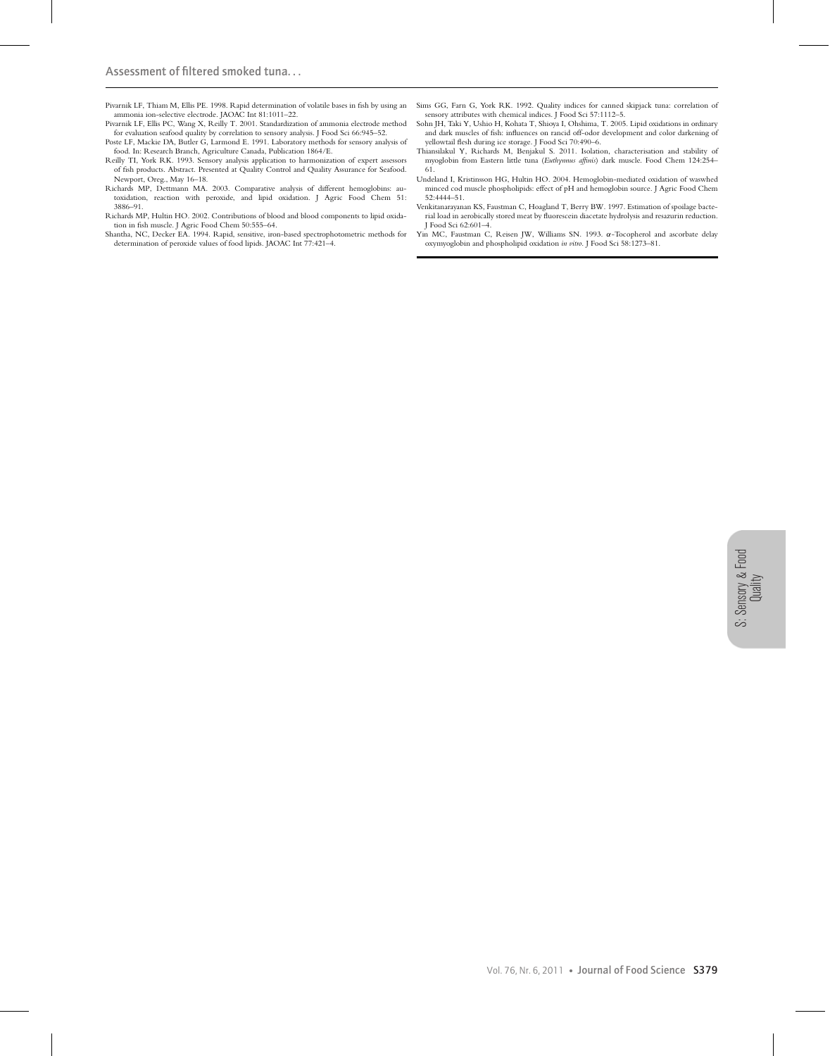Pivarnik LF, Thiam M, Ellis PE. 1998. Rapid determination of volatile bases in fish by using an ammonia ion-selective electrode. JAOAC Int 81:1011–22.

Pivarnik LF, Ellis PC, Wang X, Reilly T. 2001. Standardization of ammonia electrode method for evaluation seafood quality by correlation to sensory analysis. J Food Sci 66:945–52.

Poste LF, Mackie DA, Butler G, Larmond E. 1991. Laboratory methods for sensory analysis of food. In: Research Branch, Agriculture Canada, Publication 1864/E.

Reilly TI, York RK. 1993. Sensory analysis application to harmonization of expert assessors of fish products. Abstract. Presented at Quality Control and Quality Assurance for Seafood. Newport, Oreg., May 16–18.

Richards MP, Dettmann MA. 2003. Comparative analysis of different hemoglobins: autoxidation, reaction with peroxide, and lipid oxidation. J Agric Food Chem 51: 3886–91.

Richards MP, Hultin HO. 2002. Contributions of blood and blood components to lipid oxidation in fish muscle. J Agric Food Chem 50:555–64.

Shantha, NC, Decker EA. 1994. Rapid, sensitive, iron-based spectrophotometric methods for determination of peroxide values of food lipids. JAOAC Int 77:421–4.

Sims GG, Farn G, York RK. 1992. Quality indices for canned skipjack tuna: correlation of sensory attributes with chemical indices. J Food Sci 57:1112–5.

Sohn JH, Taki Y, Ushio H, Kohata T, Shioya I, Ohshima, T. 2005. Lipid oxidations in ordinary and dark muscles of fish: influences on rancid off-odor development and color darkening of yellowtail flesh during ice storage. J Food Sci 70:490–6.

Thiansilakul Y, Richards M, Benjakul S. 2011. Isolation, characterisation and stability of myoglobin from Eastern little tuna (*Euthynnus affinis*) dark muscle. Food Chem 124:254–61.

Undeland I, Kristinsson HG, Hultin HO. 2004. Hemoglobin-mediated oxidation of waswhed minced cod muscle phospholipids: effect of pH and hemoglobin source. J Agric Food Chem 52:4444–51.

Venkitanarayanan KS, Faustman C, Hoagland T, Berry BW. 1997. Estimation of spoilage bacterial load in aerobically stored meat by fluorescein diacetate hydrolysis and resazurin reduction. J Food Sci 62:601–4.

Yin MC, Faustman C, Reisen JW, Williams SN. 1993. $\alpha$-Tocopherol and ascorbate delay oxymyoglobin and phospholipid oxidation *in vitro*. J Food Sci 58:1273–81.